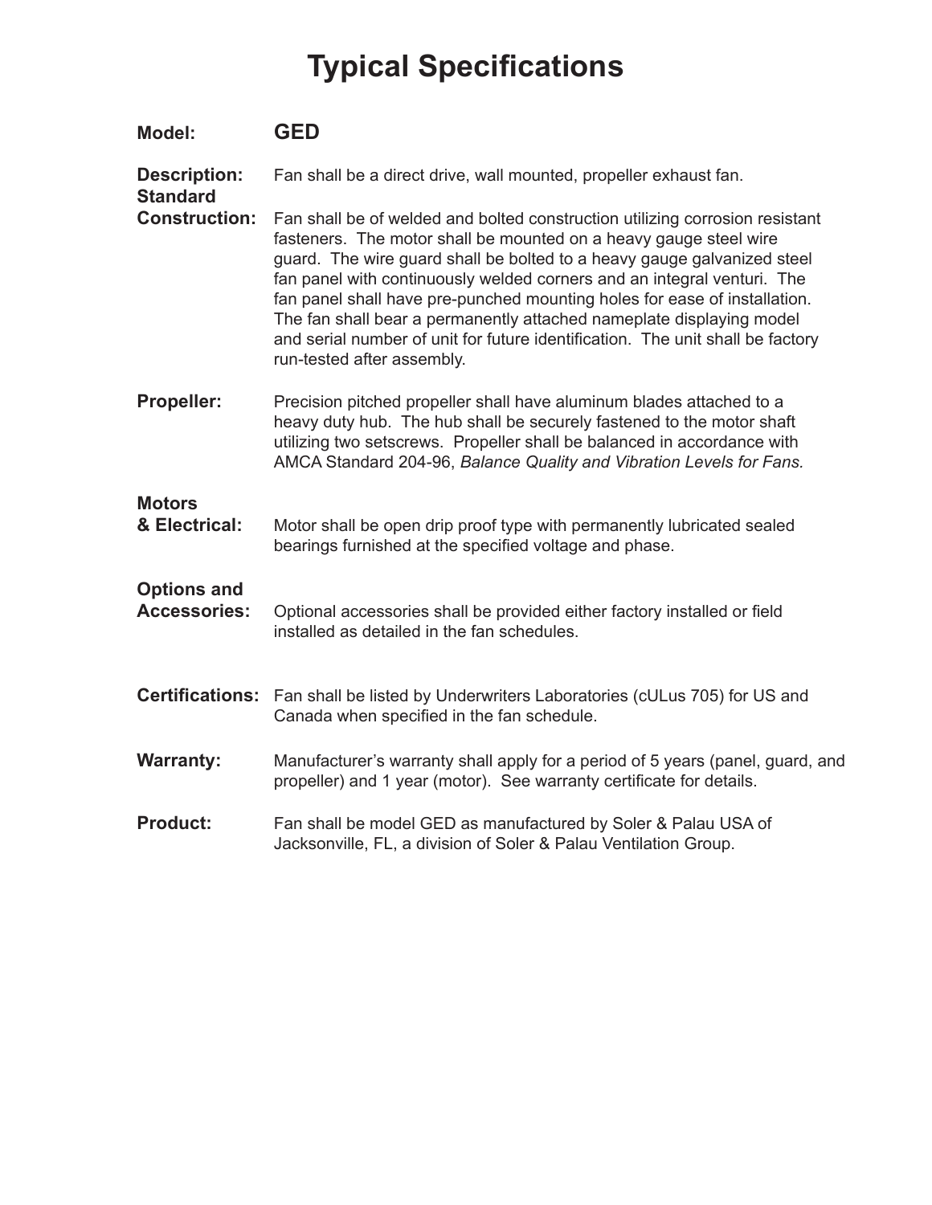# Typical Specifications

**Model:** **GED**

**Description:** Fan shall be a direct drive, wall mounted, propeller exhaust fan.

**Standard Construction:** Fan shall be of welded and bolted construction utilizing corrosion resistant fasteners. The motor shall be mounted on a heavy gauge steel wire guard. The wire guard shall be bolted to a heavy gauge galvanized steel fan panel with continuously welded corners and an integral venturi. The fan panel shall have pre-punched mounting holes for ease of installation. The fan shall bear a permanently attached nameplate displaying model and serial number of unit for future identification. The unit shall be factory run-tested after assembly.

**Propeller:** Precision pitched propeller shall have aluminum blades attached to a heavy duty hub. The hub shall be securely fastened to the motor shaft utilizing two setscrews. Propeller shall be balanced in accordance with AMCA Standard 204-96, *Balance Quality and Vibration Levels for Fans.*

**Motors & Electrical:** Motor shall be open drip proof type with permanently lubricated sealed bearings furnished at the specified voltage and phase.

**Options and Accessories:** Optional accessories shall be provided either factory installed or field installed as detailed in the fan schedules.

**Certifications:** Fan shall be listed by Underwriters Laboratories (cULus 705) for US and Canada when specified in the fan schedule.

**Warranty:** Manufacturer's warranty shall apply for a period of 5 years (panel, guard, and propeller) and 1 year (motor). See warranty certificate for details.

**Product:** Fan shall be model GED as manufactured by Soler & Palau USA of Jacksonville, FL, a division of Soler & Palau Ventilation Group.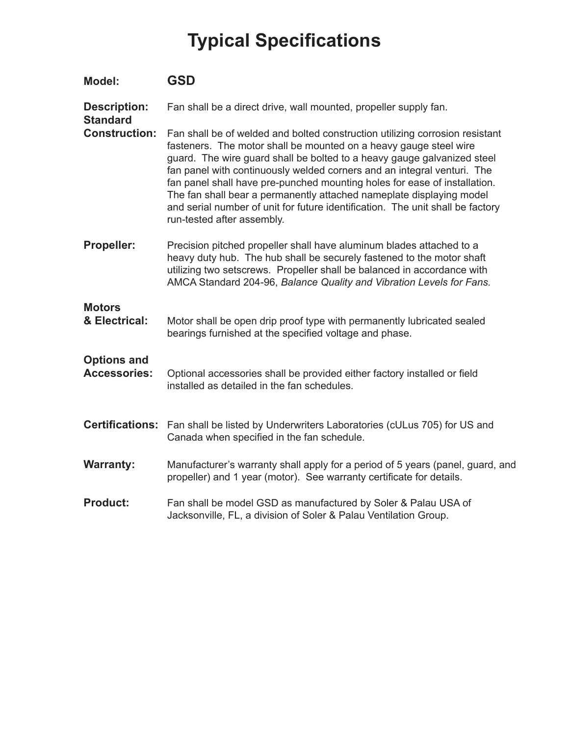# Typical Specifications

**Model:** **GSD**

**Description:** Fan shall be a direct drive, wall mounted, propeller supply fan.

**Standard Construction:** Fan shall be of welded and bolted construction utilizing corrosion resistant fasteners. The motor shall be mounted on a heavy gauge steel wire guard. The wire guard shall be bolted to a heavy gauge galvanized steel fan panel with continuously welded corners and an integral venturi. The fan panel shall have pre-punched mounting holes for ease of installation. The fan shall bear a permanently attached nameplate displaying model and serial number of unit for future identification. The unit shall be factory run-tested after assembly.

**Propeller:** Precision pitched propeller shall have aluminum blades attached to a heavy duty hub. The hub shall be securely fastened to the motor shaft utilizing two setscrews. Propeller shall be balanced in accordance with AMCA Standard 204-96, *Balance Quality and Vibration Levels for Fans.*

**Motors & Electrical:** Motor shall be open drip proof type with permanently lubricated sealed bearings furnished at the specified voltage and phase.

**Options and Accessories:** Optional accessories shall be provided either factory installed or field installed as detailed in the fan schedules.

**Certifications:** Fan shall be listed by Underwriters Laboratories (cULus 705) for US and Canada when specified in the fan schedule.

**Warranty:** Manufacturer's warranty shall apply for a period of 5 years (panel, guard, and propeller) and 1 year (motor). See warranty certificate for details.

**Product:** Fan shall be model GSD as manufactured by Soler & Palau USA of Jacksonville, FL, a division of Soler & Palau Ventilation Group.